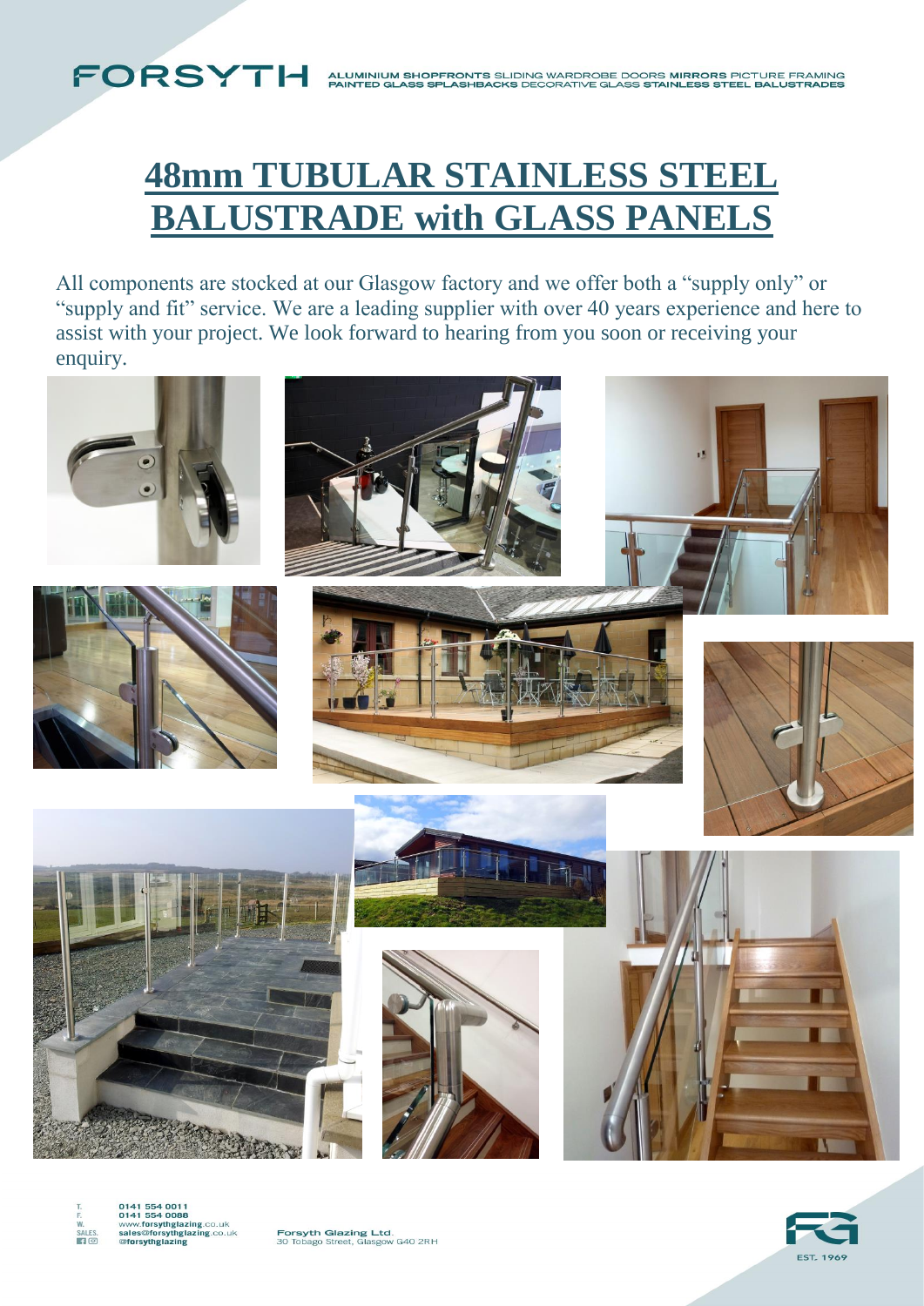FORSYTH ALUMINIUM SHOPFRONTS SLIDING WARDROBE DOORS MIRRORS PICTURE FRAMING PAINTED GLASS SPLASHBACKS DECORATIVE GLASS STAINLESS STEEL BALUSTRADES

# 48mm TUBULAR STAINLESS STEEL BALUSTRADE with GLASS PANELS

All components are stocked at our Glasgow factory and we offer both a "supply only" or "supply and fit" service. We are a leading supplier with over 40 years experience and here to assist with your project. We look forward to hearing from you soon or receiving your enquiry.

T. 0141 554 0011
F. 0141 554 0088
W. www.forsythglazing.co.uk
SALES. sales@forsythglazing.co.uk
@forsythglazing

Forsyth Glazing Ltd.
30 Tobago Street, Glasgow G40 2RH

EST. 1969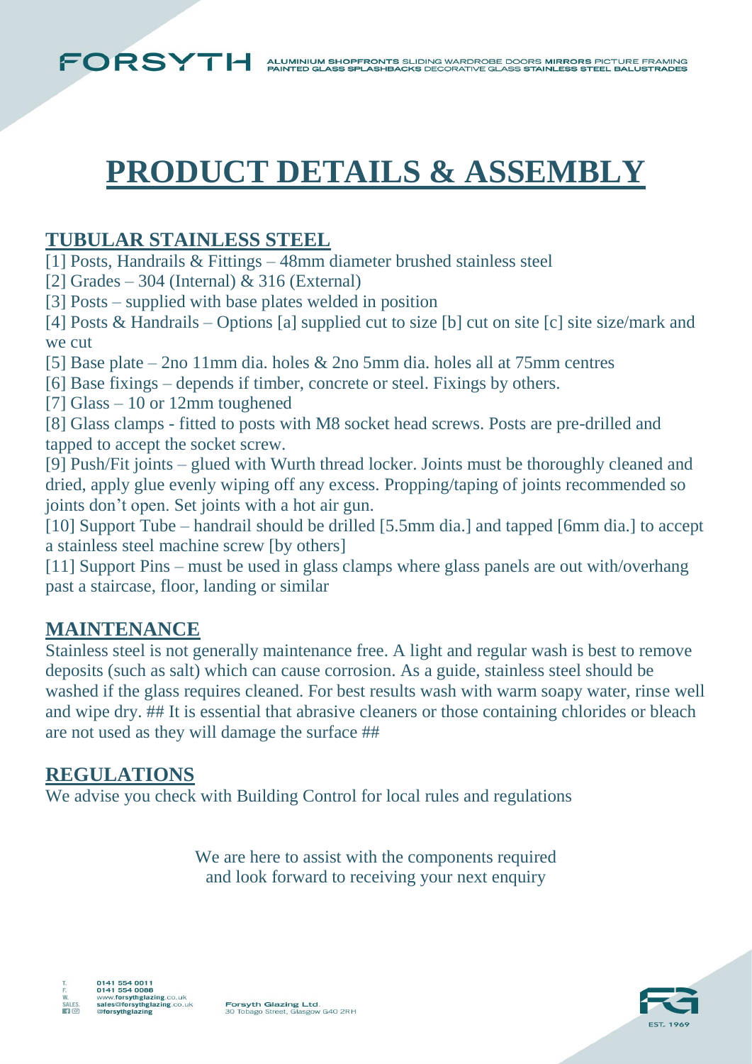# PRODUCT DETAILS & ASSEMBLY

## TUBULAR STAINLESS STEEL

[1] Posts, Handrails & Fittings – 48mm diameter brushed stainless steel

[2] Grades – 304 (Internal) & 316 (External)

[3] Posts – supplied with base plates welded in position

[4] Posts & Handrails – Options [a] supplied cut to size [b] cut on site [c] site size/mark and we cut

[5] Base plate – 2no 11mm dia. holes & 2no 5mm dia. holes all at 75mm centres

[6] Base fixings – depends if timber, concrete or steel. Fixings by others.

[7] Glass – 10 or 12mm toughened

[8] Glass clamps - fitted to posts with M8 socket head screws. Posts are pre-drilled and tapped to accept the socket screw.

[9] Push/Fit joints – glued with Wurth thread locker. Joints must be thoroughly cleaned and dried, apply glue evenly wiping off any excess. Propping/taping of joints recommended so joints don't open. Set joints with a hot air gun.

[10] Support Tube – handrail should be drilled [5.5mm dia.] and tapped [6mm dia.] to accept a stainless steel machine screw [by others]

[11] Support Pins – must be used in glass clamps where glass panels are out with/overhang past a staircase, floor, landing or similar

## MAINTENANCE

Stainless steel is not generally maintenance free. A light and regular wash is best to remove deposits (such as salt) which can cause corrosion. As a guide, stainless steel should be washed if the glass requires cleaned. For best results wash with warm soapy water, rinse well and wipe dry. ## It is essential that abrasive cleaners or those containing chlorides or bleach are not used as they will damage the surface ##

## REGULATIONS

We advise you check with Building Control for local rules and regulations

We are here to assist with the components required and look forward to receiving your next enquiry

T. 0141 554 0011
F. 0141 554 0088
W. www.forsythglazing.co.uk
SALES. sales@forsythglazing.co.uk
@forsythglazing

Forsyth Glazing Ltd.
30 Tobago Street, Glasgow G40 2RH